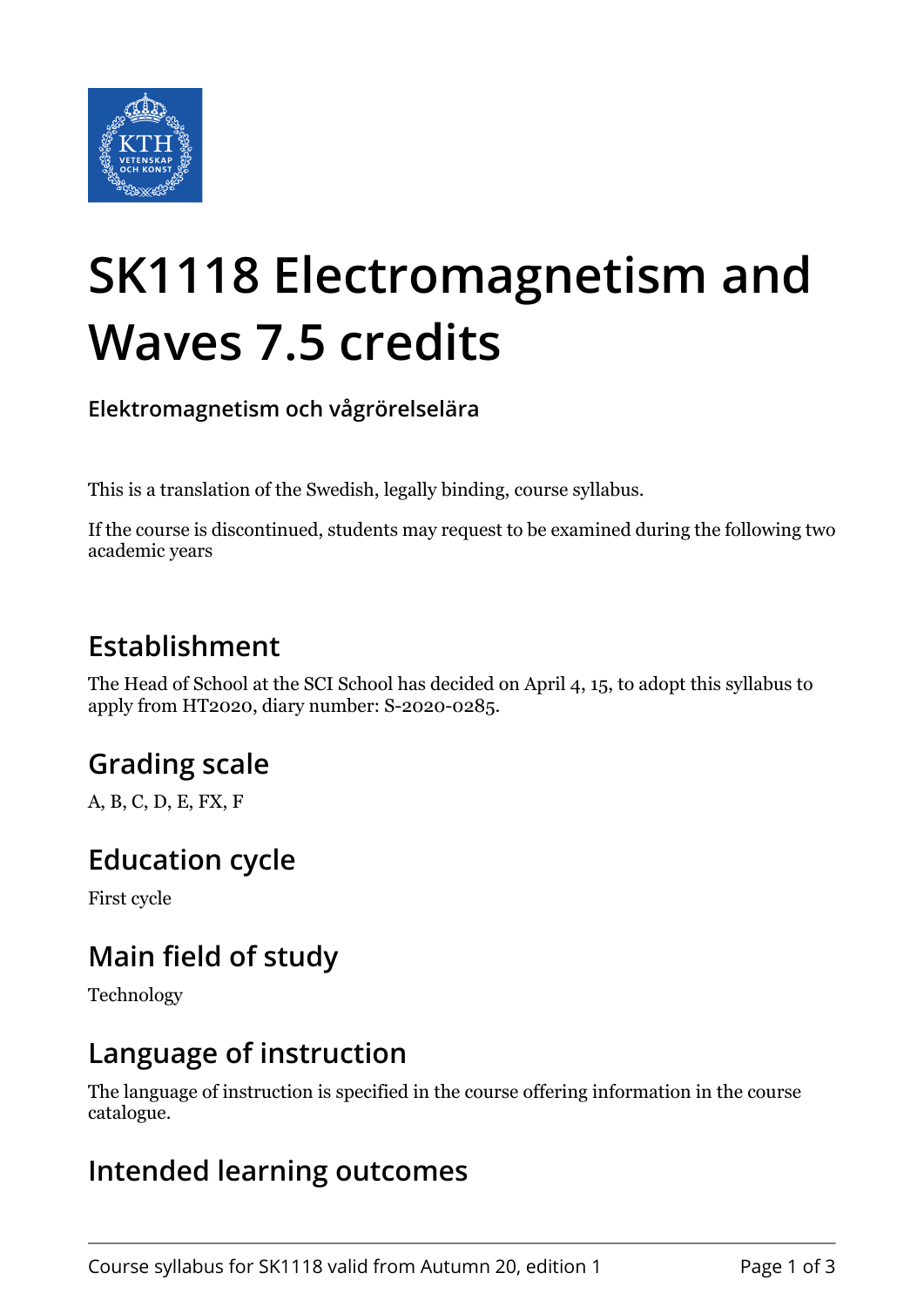# SK1118 Electromagnetism and Waves 7.5 credits

**Elektromagnetism och vågrörelselära**

This is a translation of the Swedish, legally binding, course syllabus.

If the course is discontinued, students may request to be examined during the following two academic years

## Establishment

The Head of School at the SCI School has decided on April 4, 15, to adopt this syllabus to apply from HT2020, diary number: S-2020-0285.

## Grading scale

A, B, C, D, E, FX, F

## Education cycle

First cycle

## Main field of study

Technology

## Language of instruction

The language of instruction is specified in the course offering information in the course catalogue.

## Intended learning outcomes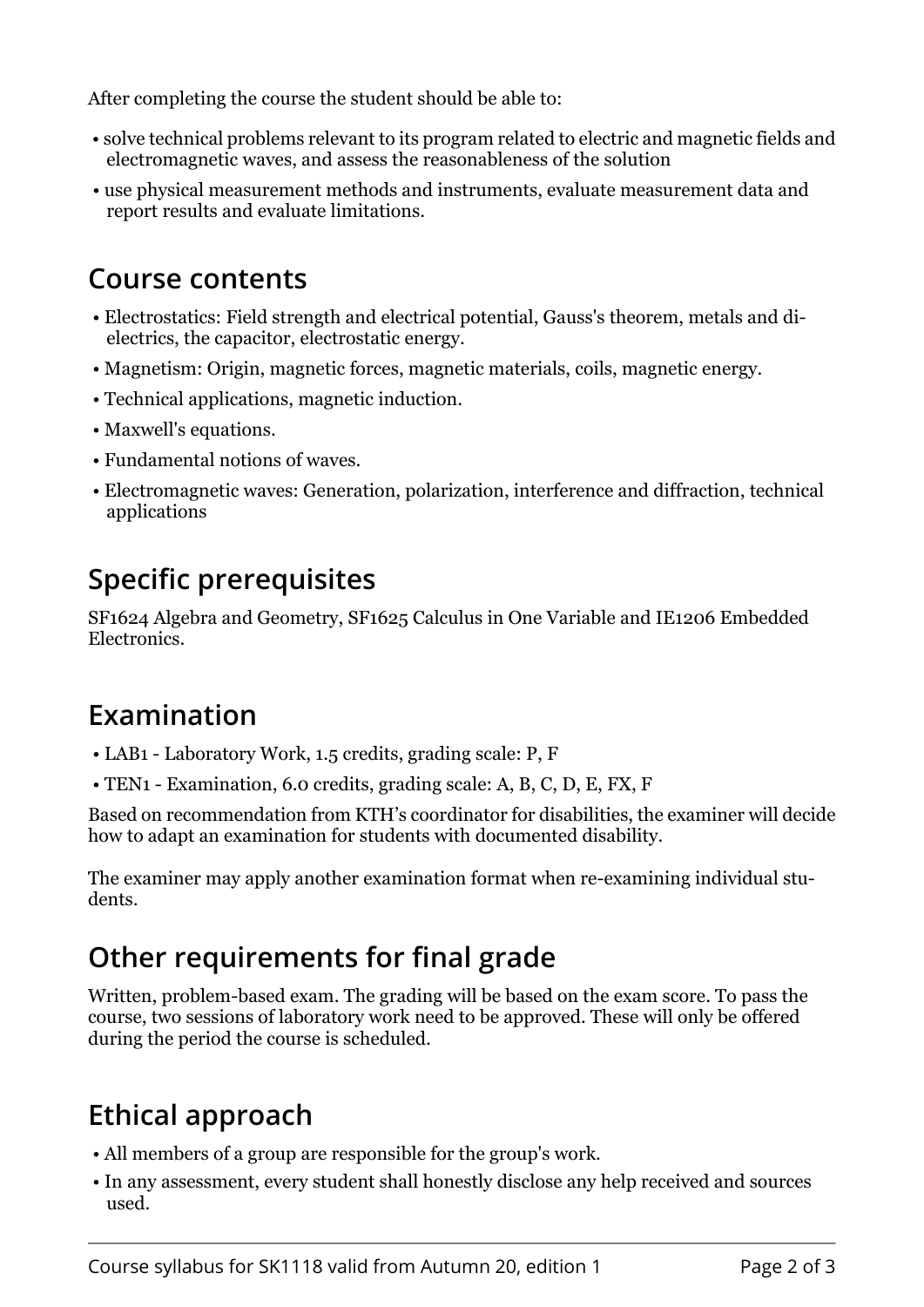After completing the course the student should be able to:

- solve technical problems relevant to its program related to electric and magnetic fields and electromagnetic waves, and assess the reasonableness of the solution
- use physical measurement methods and instruments, evaluate measurement data and report results and evaluate limitations.

## Course contents

- Electrostatics: Field strength and electrical potential, Gauss's theorem, metals and dielectrics, the capacitor, electrostatic energy.
- Magnetism: Origin, magnetic forces, magnetic materials, coils, magnetic energy.
- Technical applications, magnetic induction.
- Maxwell's equations.
- Fundamental notions of waves.
- Electromagnetic waves: Generation, polarization, interference and diffraction, technical applications

## Specific prerequisites

SF1624 Algebra and Geometry, SF1625 Calculus in One Variable and IE1206 Embedded Electronics.

## Examination

- LAB1 - Laboratory Work, 1.5 credits, grading scale: P, F
- TEN1 - Examination, 6.0 credits, grading scale: A, B, C, D, E, FX, F

Based on recommendation from KTH's coordinator for disabilities, the examiner will decide how to adapt an examination for students with documented disability.

The examiner may apply another examination format when re-examining individual students.

## Other requirements for final grade

Written, problem-based exam. The grading will be based on the exam score. To pass the course, two sessions of laboratory work need to be approved. These will only be offered during the period the course is scheduled.

## Ethical approach

- All members of a group are responsible for the group's work.
- In any assessment, every student shall honestly disclose any help received and sources used.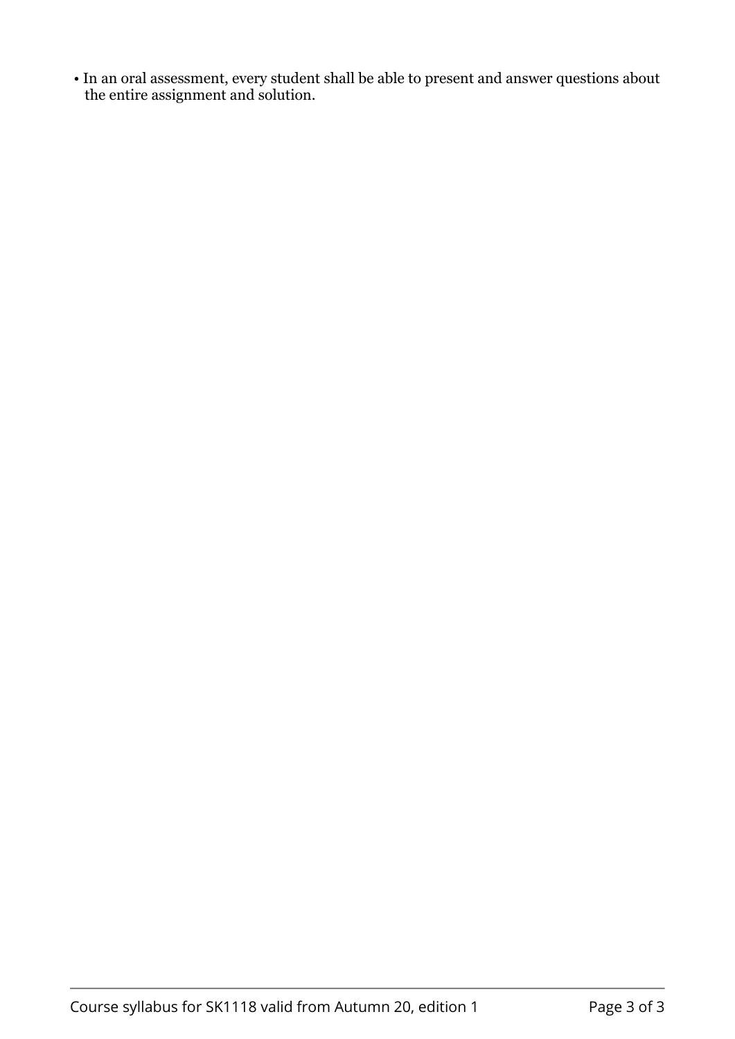- In an oral assessment, every student shall be able to present and answer questions about the entire assignment and solution.